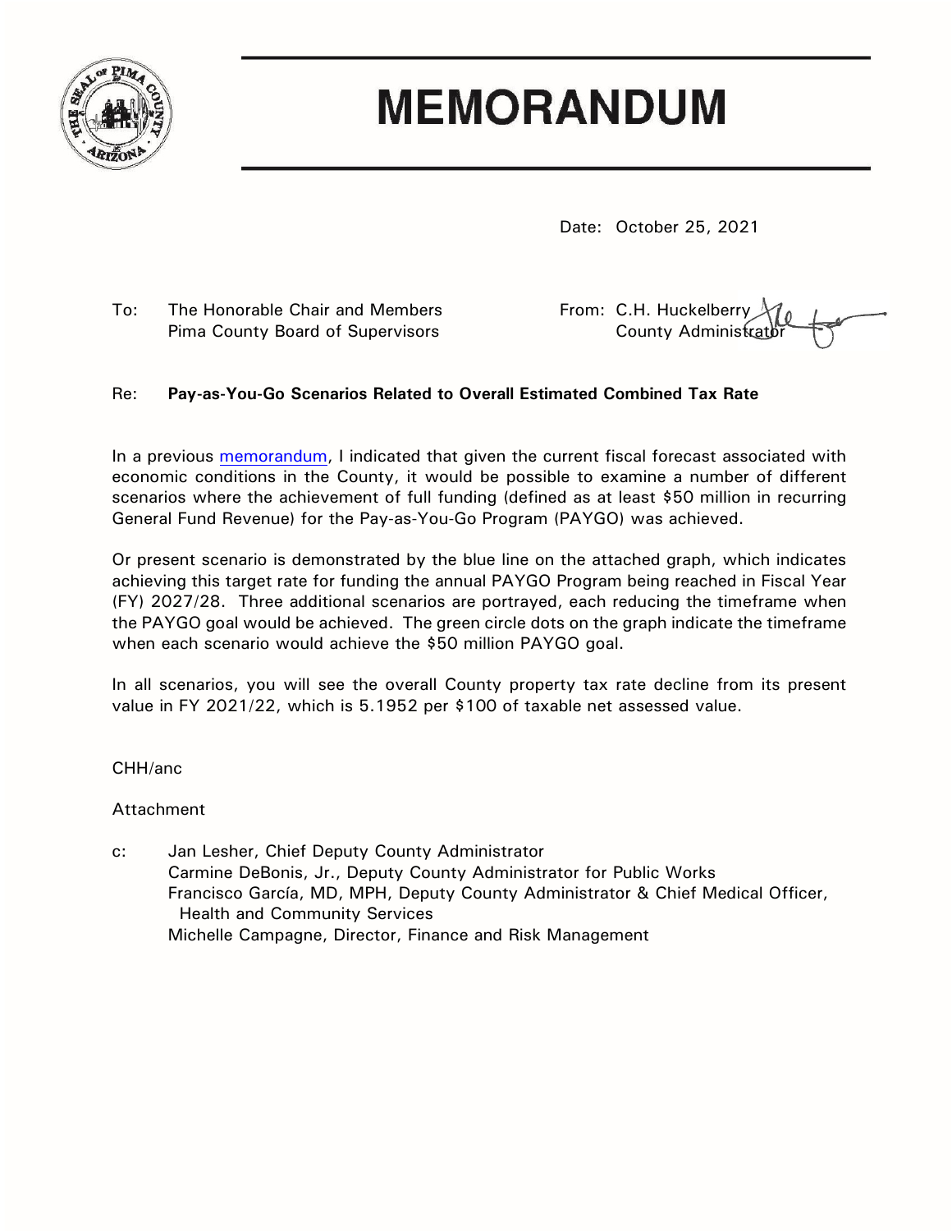# MEMORANDUM

Date: October 25, 2021

To: The Honorable Chair and Members
Pima County Board of Supervisors

From: C.H. Huckelberry
County Administrator

Re: **Pay-as-You-Go Scenarios Related to Overall Estimated Combined Tax Rate**

In a previous memorandum, I indicated that given the current fiscal forecast associated with economic conditions in the County, it would be possible to examine a number of different scenarios where the achievement of full funding (defined as at least $50 million in recurring General Fund Revenue) for the Pay-as-You-Go Program (PAYGO) was achieved.

Or present scenario is demonstrated by the blue line on the attached graph, which indicates achieving this target rate for funding the annual PAYGO Program being reached in Fiscal Year (FY) 2027/28. Three additional scenarios are portrayed, each reducing the timeframe when the PAYGO goal would be achieved. The green circle dots on the graph indicate the timeframe when each scenario would achieve the $50 million PAYGO goal.

In all scenarios, you will see the overall County property tax rate decline from its present value in FY 2021/22, which is 5.1952 per $100 of taxable net assessed value.

CHH/anc

Attachment

c: Jan Lesher, Chief Deputy County Administrator
Carmine DeBonis, Jr., Deputy County Administrator for Public Works
Francisco García, MD, MPH, Deputy County Administrator & Chief Medical Officer, Health and Community Services
Michelle Campagne, Director, Finance and Risk Management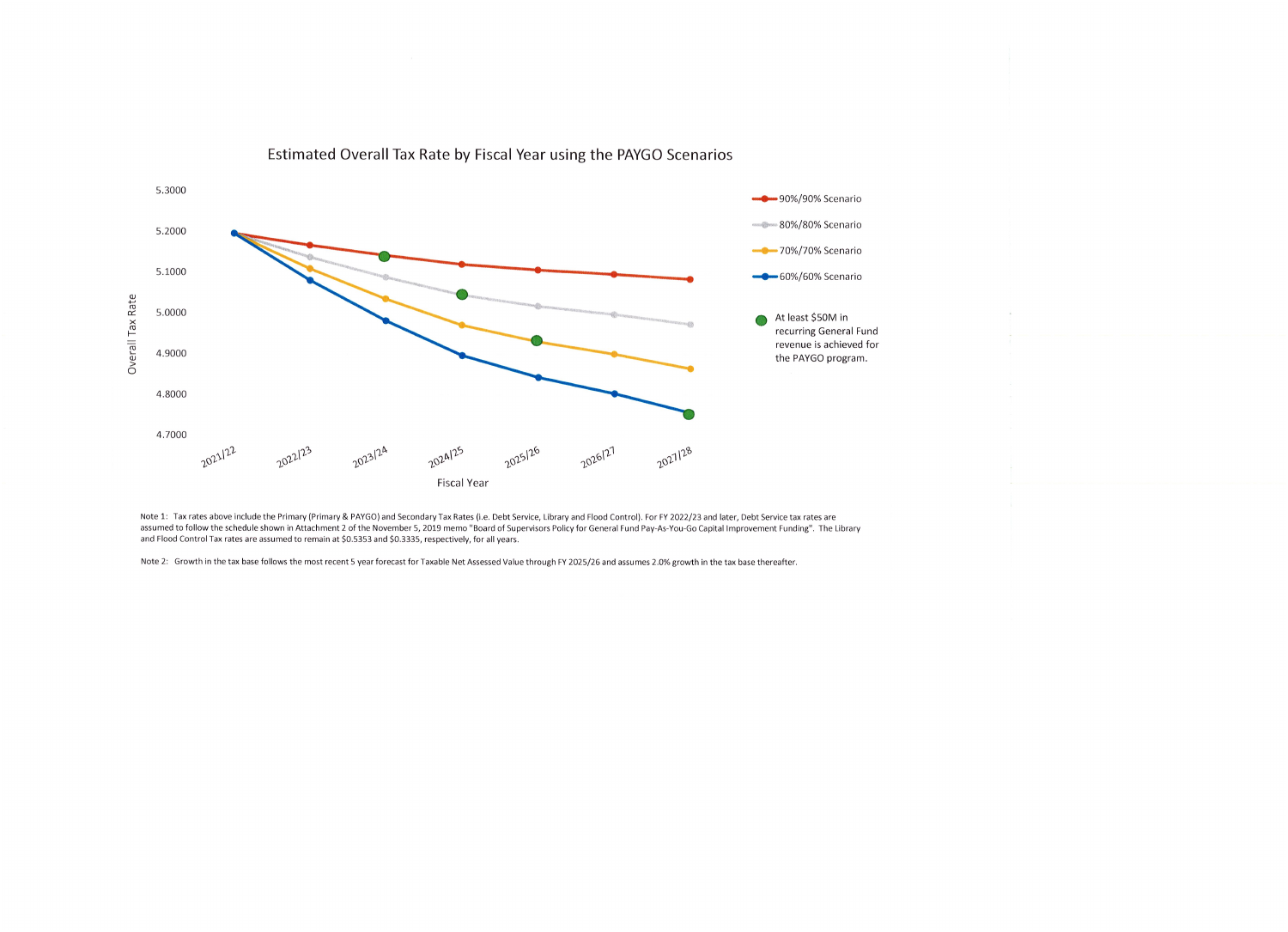Estimated Overall Tax Rate by Fiscal Year using the PAYGO Scenarios

5.3000

5.2000

5.1000

5.0000

4.9000

4.8000

4.7000

Overall Tax Rate

2021/22

2022/23

2023/24

2024/25

2025/26

2026/27

2027/28

Fiscal Year

90%/90% Scenario

80%/80% Scenario

70%/70% Scenario

60%/60% Scenario

At least $50M in recurring General Fund revenue is achieved for the PAYGO program.

Note 1: Tax rates above include the Primary (Primary & PAYGO) and Secondary Tax Rates (i.e. Debt Service, Library and Flood Control). For FY 2022/23 and later, Debt Service tax rates are assumed to follow the schedule shown in Attachment 2 of the November 5, 2019 memo "Board of Supervisors Policy for General Fund Pay-As-You-Go Capital Improvement Funding". The Library and Flood Control Tax rates are assumed to remain at $0.5353 and $0.3335, respectively, for all years.

Note 2: Growth in the tax base follows the most recent 5 year forecast for Taxable Net Assessed Value through FY 2025/26 and assumes 2.0% growth in the tax base thereafter.